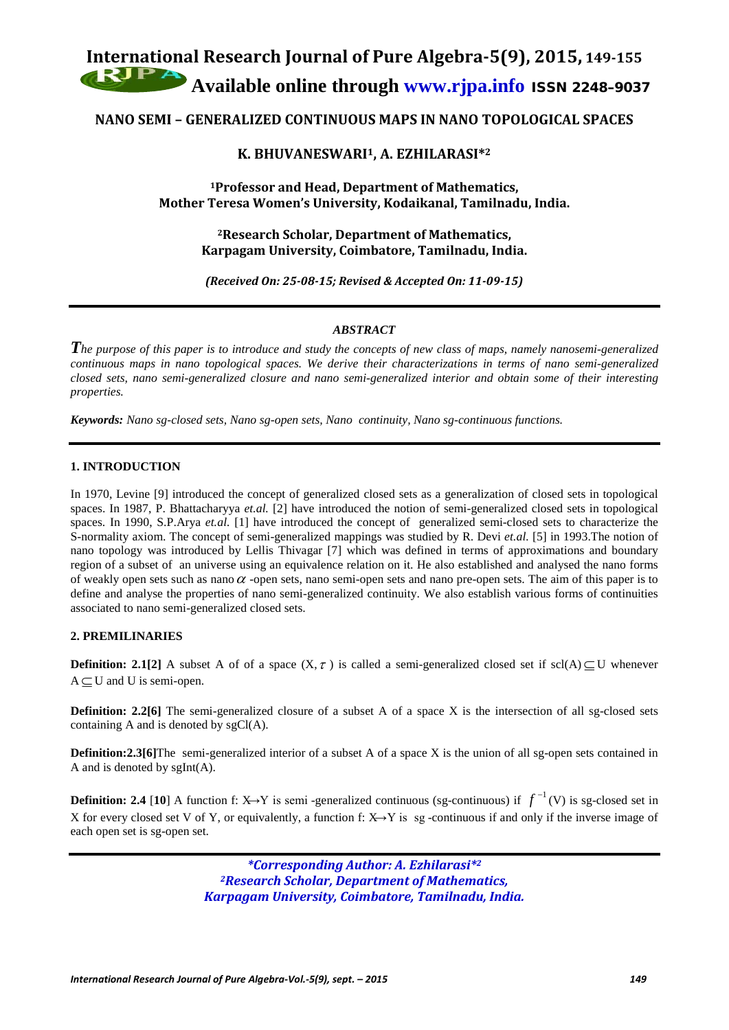# NANO SEMI – GENERALIZED CONTINUOUS MAPS IN NANO TOPOLOGICAL SPACES

**K. BHUVANESWARI[1], A. EZHILARASI*[2]**

**[1]Professor and Head, Department of Mathematics, Mother Teresa Women's University, Kodaikanal, Tamilnadu, India.**

**[2]Research Scholar, Department of Mathematics, Karpagam University, Coimbatore, Tamilnadu, India.**

*(Received On: 25-08-15; Revised & Accepted On: 11-09-15)*

---

## ABSTRACT

*The purpose of this paper is to introduce and study the concepts of new class of maps, namely nanosemi-generalized continuous maps in nano topological spaces. We derive their characterizations in terms of nano semi-generalized closed sets, nano semi-generalized closure and nano semi-generalized interior and obtain some of their interesting properties.*

***Keywords:*** *Nano sg-closed sets, Nano sg-open sets, Nano continuity, Nano sg-continuous functions.*

---

## 1. INTRODUCTION

In 1970, Levine [9] introduced the concept of generalized closed sets as a generalization of closed sets in topological spaces. In 1987, P. Bhattacharyya *et.al.* [2] have introduced the notion of semi-generalized closed sets in topological spaces. In 1990, S.P.Arya *et.al.* [1] have introduced the concept of generalized semi-closed sets to characterize the S-normality axiom. The concept of semi-generalized mappings was studied by R. Devi *et.al.* [5] in 1993.The notion of nano topology was introduced by Lellis Thivagar [7] which was defined in terms of approximations and boundary region of a subset of an universe using an equivalence relation on it. He also established and analysed the nano forms of weakly open sets such as nano $\alpha$ -open sets, nano semi-open sets and nano pre-open sets. The aim of this paper is to define and analyse the properties of nano semi-generalized continuity. We also establish various forms of continuities associated to nano semi-generalized closed sets.

## 2. PREMILINARIES

**Definition: 2.1[2]** A subset A of of a space $(X, \tau)$ is called a semi-generalized closed set if $\text{scl}(A) \subseteq U$ whenever $A \subseteq U$ and U is semi-open.

**Definition: 2.2[6]** The semi-generalized closure of a subset A of a space X is the intersection of all sg-closed sets containing A and is denoted by sgCl(A).

**Definition:2.3[6]**The semi-generalized interior of a subset A of a space X is the union of all sg-open sets contained in A and is denoted by sgInt(A).

**Definition: 2.4** [**10**] A function f: X→Y is semi -generalized continuous (sg-continuous) if $f^{-1}(V)$ is sg-closed set in X for every closed set V of Y, or equivalently, a function f: X→Y is sg -continuous if and only if the inverse image of each open set is sg-open set.

---

***Corresponding Author: A. Ezhilarasi*[2]***
***[2]Research Scholar, Department of Mathematics, Karpagam University, Coimbatore, Tamilnadu, India.***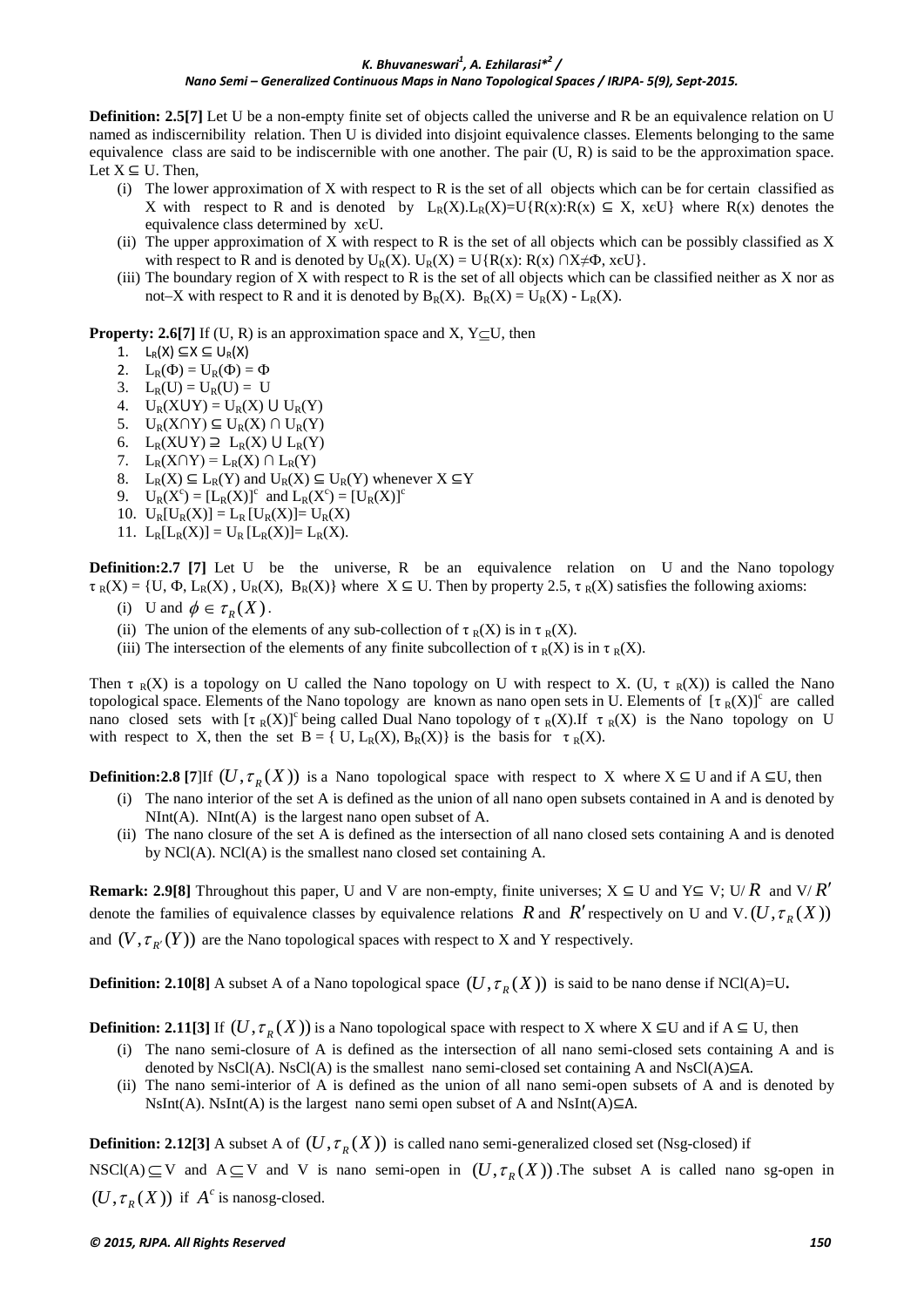**Definition: 2.5[7]** Let U be a non-empty finite set of objects called the universe and R be an equivalence relation on U named as indiscernibility relation. Then U is divided into disjoint equivalence classes. Elements belonging to the same equivalence class are said to be indiscernible with one another. The pair (U, R) is said to be the approximation space. Let $X \subseteq U$. Then,

(i) The lower approximation of X with respect to R is the set of all objects which can be for certain classified as X with respect to R and is denoted by $L_R(X)$. $L_R(X)=U\{R(x):R(x) \subseteq X, x \in U\}$ where R(x) denotes the equivalence class determined by $x \in U$.

(ii) The upper approximation of X with respect to R is the set of all objects which can be possibly classified as X with respect to R and is denoted by $U_R(X)$. $U_R(X) = U\{R(x): R(x) \cap X \neq \Phi, x \in U\}$.

(iii) The boundary region of X with respect to R is the set of all objects which can be classified neither as X nor as not–X with respect to R and it is denoted by $B_R(X)$. $B_R(X) = U_R(X) - L_R(X)$.

**Property: 2.6[7]** If (U, R) is an approximation space and $X, Y \subseteq U$, then

1. $L_R(X) \subseteq X \subseteq U_R(X)$
2. $L_R(\Phi) = U_R(\Phi) = \Phi$
3. $L_R(U) = U_R(U) = U$
4. $U_R(X \cup Y) = U_R(X) \cup U_R(Y)$
5. $U_R(X \cap Y) \subseteq U_R(X) \cap U_R(Y)$
6. $L_R(X \cup Y) \supseteq L_R(X) \cup L_R(Y)$
7. $L_R(X \cap Y) = L_R(X) \cap L_R(Y)$
8. $L_R(X) \subseteq L_R(Y)$ and $U_R(X) \subseteq U_R(Y)$ whenever $X \subseteq Y$
9. $U_R(X^c) = [L_R(X)]^c$ and $L_R(X^c) = [U_R(X)]^c$
10. $U_R[U_R(X)] = L_R[U_R(X)] = U_R(X)$
11. $L_R[L_R(X)] = U_R[L_R(X)] = L_R(X)$.

**Definition:2.7 [7]** Let U be the universe, R be an equivalence relation on U and the Nano topology $\tau_R(X) = \{U, \Phi, L_R(X), U_R(X), B_R(X)\}$ where $X \subseteq U$. Then by property 2.5, $\tau_R(X)$ satisfies the following axioms:

(i) U and $\phi \in \tau_R(X)$.

(ii) The union of the elements of any sub-collection of $\tau_R(X)$ is in $\tau_R(X)$.

(iii) The intersection of the elements of any finite subcollection of $\tau_R(X)$ is in $\tau_R(X)$.

Then $\tau_R(X)$ is a topology on U called the Nano topology on U with respect to X. $(U, \tau_R(X))$ is called the Nano topological space. Elements of the Nano topology are known as nano open sets in U. Elements of $[\tau_R(X)]^c$ are called nano closed sets with $[\tau_R(X)]^c$ being called Dual Nano topology of $\tau_R(X)$. If $\tau_R(X)$ is the Nano topology on U with respect to X, then the set $B = \{U, L_R(X), B_R(X)\}$ is the basis for $\tau_R(X)$.

**Definition:2.8 [7]** If $(U, \tau_R(X))$ is a Nano topological space with respect to X where $X \subseteq U$ and if $A \subseteq U$, then

(i) The nano interior of the set A is defined as the union of all nano open subsets contained in A and is denoted by NInt(A). NInt(A) is the largest nano open subset of A.

(ii) The nano closure of the set A is defined as the intersection of all nano closed sets containing A and is denoted by NCl(A). NCl(A) is the smallest nano closed set containing A.

**Remark: 2.9[8]** Throughout this paper, U and V are non-empty, finite universes; $X \subseteq U$ and $Y \subseteq V$; $U/R$ and $V/R'$ denote the families of equivalence classes by equivalence relations $R$ and $R'$ respectively on U and V. $(U, \tau_R(X))$ and $(V, \tau_{R'}(Y))$ are the Nano topological spaces with respect to X and Y respectively.

**Definition: 2.10[8]** A subset A of a Nano topological space $(U, \tau_R(X))$ is said to be nano dense if NCl(A)=U**.**

**Definition: 2.11[3]** If $(U, \tau_R(X))$ is a Nano topological space with respect to X where $X \subseteq U$ and if $A \subseteq U$, then

(i) The nano semi-closure of A is defined as the intersection of all nano semi-closed sets containing A and is denoted by NsCl(A). NsCl(A) is the smallest nano semi-closed set containing A and NsCl(A)⊆A.

(ii) The nano semi-interior of A is defined as the union of all nano semi-open subsets of A and is denoted by NsInt(A). NsInt(A) is the largest nano semi open subset of A and NsInt(A)⊆A.

**Definition: 2.12[3]** A subset A of $(U, \tau_R(X))$ is called nano semi-generalized closed set (Nsg-closed) if NSCl(A) $\subseteq$ V and A $\subseteq$ V and V is nano semi-open in $(U, \tau_R(X))$. The subset A is called nano sg-open in $(U, \tau_R(X))$ if $A^c$ is nanosg-closed.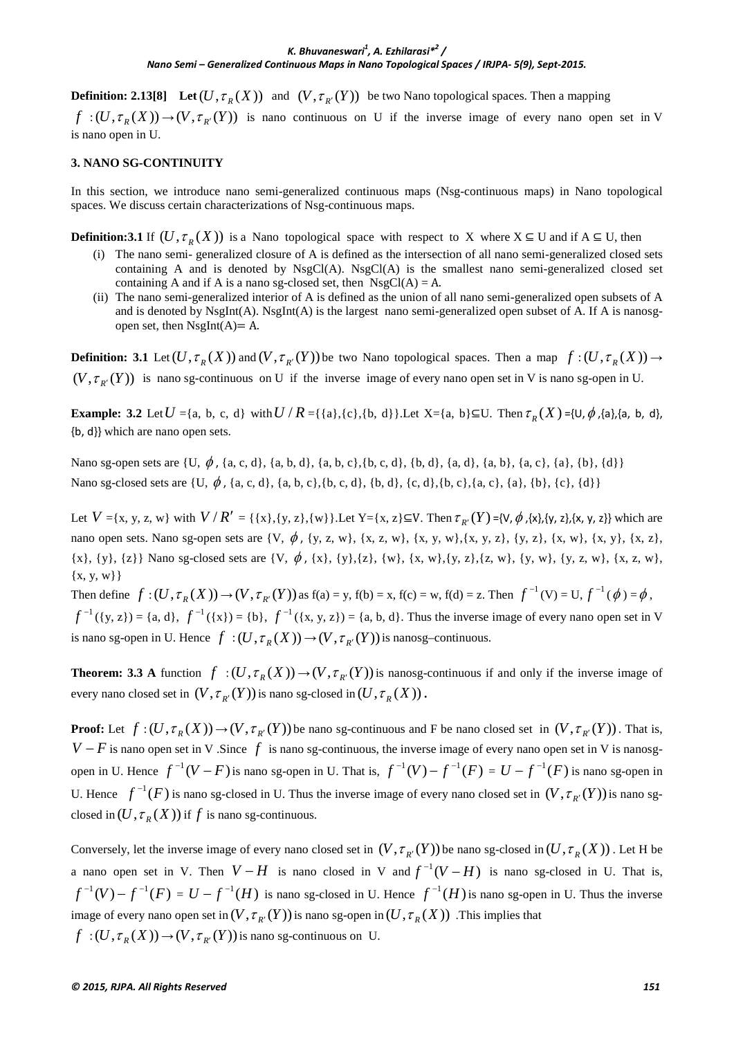**Definition: 2.13[8]** Let $(U, \tau_R(X))$ and $(V, \tau_{R'}(Y))$ be two Nano topological spaces. Then a mapping $f : (U, \tau_R(X)) \to (V, \tau_{R'}(Y))$ is nano continuous on U if the inverse image of every nano open set in V is nano open in U.

## 3. NANO SG-CONTINUITY

In this section, we introduce nano semi-generalized continuous maps (Nsg-continuous maps) in Nano topological spaces. We discuss certain characterizations of Nsg-continuous maps.

**Definition:3.1** If $(U, \tau_R(X))$ is a Nano topological space with respect to X where X ⊆ U and if A ⊆ U, then

(i) The nano semi- generalized closure of A is defined as the intersection of all nano semi-generalized closed sets containing A and is denoted by NsgCl(A). NsgCl(A) is the smallest nano semi-generalized closed set containing A and if A is a nano sg-closed set, then NsgCl(A) = A.

(ii) The nano semi-generalized interior of A is defined as the union of all nano semi-generalized open subsets of A and is denoted by NsgInt(A). NsgInt(A) is the largest nano semi-generalized open subset of A. If A is nanosg-open set, then NsgInt(A)= A.

**Definition: 3.1** Let $(U, \tau_R(X))$ and $(V, \tau_{R'}(Y))$ be two Nano topological spaces. Then a map $f : (U, \tau_R(X)) \to (V, \tau_{R'}(Y))$ is nano sg-continuous on U if the inverse image of every nano open set in V is nano sg-open in U.

**Example: 3.2** Let $U$ ={a, b, c, d} with $U/R$ ={{a},{c},{b, d}}.Let X={a, b}⊆U. Then $\tau_R(X)$ ={U, $\phi$ ,{a},{a, b, d}, {b, d}} which are nano open sets.

Nano sg-open sets are {U, $\phi$, {a, c, d}, {a, b, d}, {a, b, c},{b, c, d}, {b, d}, {a, d}, {a, b}, {a, c}, {a}, {b}, {d}}
Nano sg-closed sets are {U, $\phi$, {a, c, d}, {a, b, c},{b, c, d}, {b, d}, {c, d},{b, c},{a, c}, {a}, {b}, {c}, {d}}

Let $V$ ={x, y, z, w} with $V/R'$ = {{x},{y, z},{w}}.Let Y={x, z}⊆V. Then $\tau_{R'}(Y)$ ={V, $\phi$ ,{x},{y, z},{x, y, z}} which are nano open sets. Nano sg-open sets are {V, $\phi$, {y, z, w}, {x, z, w}, {x, y, w},{x, y, z}, {y, z}, {x, w}, {x, y}, {x, z}, {x}, {y}, {z}} Nano sg-closed sets are {V, $\phi$, {x}, {y},{z}, {w}, {x, w},{y, z},{z, w}, {y, w}, {y, z, w}, {x, z, w}, {x, y, w}}

Then define $f : (U, \tau_R(X)) \to (V, \tau_{R'}(Y))$ as f(a) = y, f(b) = x, f(c) = w, f(d) = z. Then $f^{-1}$(V) = U, $f^{-1}(\phi) = \phi$, $f^{-1}$({y, z}) = {a, d}, $f^{-1}$({x}) = {b}, $f^{-1}$({x, y, z}) = {a, b, d}. Thus the inverse image of every nano open set in V is nano sg-open in U. Hence $f : (U, \tau_R(X)) \to (V, \tau_{R'}(Y))$ is nanosg–continuous.

**Theorem: 3.3 A** function $f : (U, \tau_R(X)) \to (V, \tau_{R'}(Y))$ is nanosg-continuous if and only if the inverse image of every nano closed set in $(V, \tau_{R'}(Y))$ is nano sg-closed in $(U, \tau_R(X))$.

**Proof:** Let $f : (U, \tau_R(X)) \to (V, \tau_{R'}(Y))$ be nano sg-continuous and F be nano closed set in $(V, \tau_{R'}(Y))$. That is, $V - F$ is nano open set in V .Since $f$ is nano sg-continuous, the inverse image of every nano open set in V is nanosg-open in U. Hence $f^{-1}(V - F)$ is nano sg-open in U. That is, $f^{-1}(V) - f^{-1}(F) = U - f^{-1}(F)$ is nano sg-open in U. Hence $f^{-1}(F)$ is nano sg-closed in U. Thus the inverse image of every nano closed set in $(V, \tau_{R'}(Y))$ is nano sg-closed in $(U, \tau_R(X))$ if $f$ is nano sg-continuous.

Conversely, let the inverse image of every nano closed set in $(V, \tau_{R'}(Y))$ be nano sg-closed in $(U, \tau_R(X))$. Let H be a nano open set in V. Then $V - H$ is nano closed in V and $f^{-1}(V - H)$ is nano sg-closed in U. That is, $f^{-1}(V) - f^{-1}(F) = U - f^{-1}(H)$ is nano sg-closed in U. Hence $f^{-1}(H)$ is nano sg-open in U. Thus the inverse image of every nano open set in $(V, \tau_{R'}(Y))$ is nano sg-open in $(U, \tau_R(X))$ .This implies that $f : (U, \tau_R(X)) \to (V, \tau_{R'}(Y))$ is nano sg-continuous on U.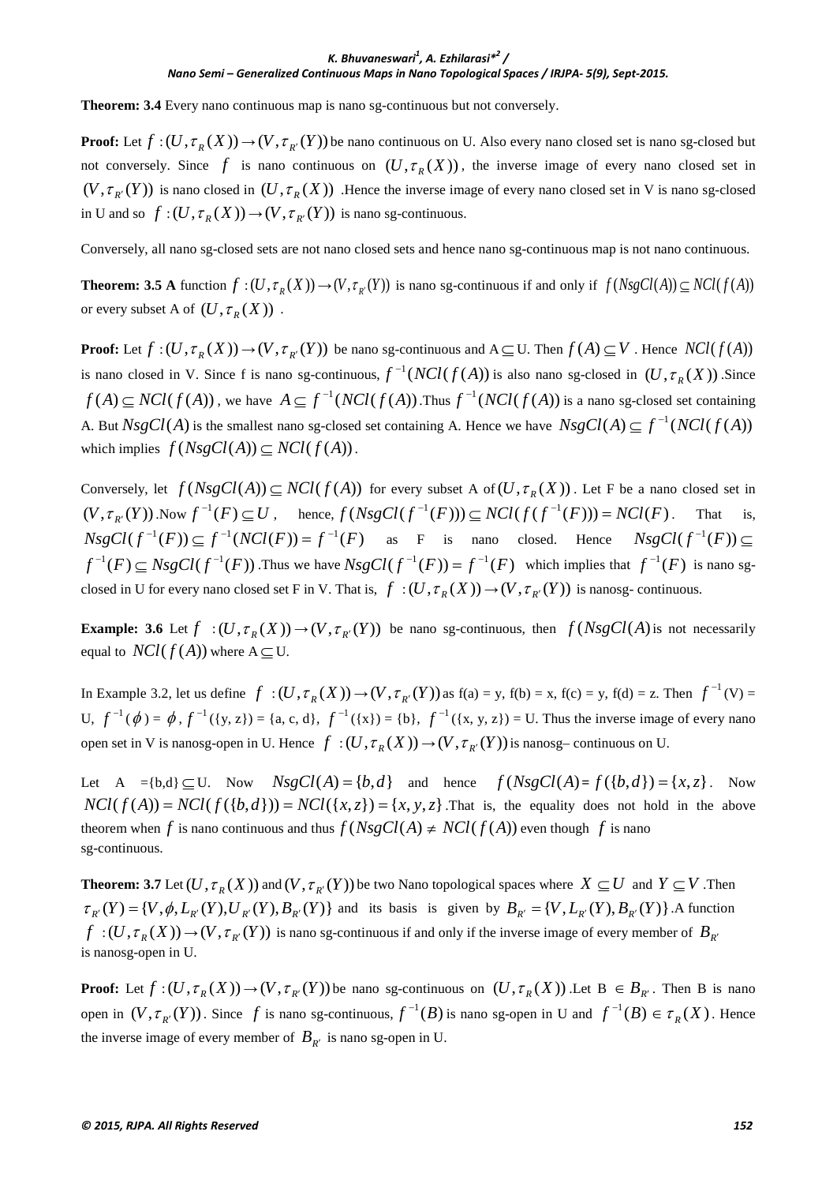**Theorem: 3.4** Every nano continuous map is nano sg-continuous but not conversely.

**Proof:** Let $f:(U,\tau_R(X))\rightarrow(V,\tau_{R'}(Y))$ be nano continuous on U. Also every nano closed set is nano sg-closed but not conversely. Since $f$ is nano continuous on $(U,\tau_R(X))$, the inverse image of every nano closed set in $(V,\tau_{R'}(Y))$ is nano closed in $(U,\tau_R(X))$ .Hence the inverse image of every nano closed set in V is nano sg-closed in U and so $f:(U,\tau_R(X))\rightarrow(V,\tau_{R'}(Y))$ is nano sg-continuous.

Conversely, all nano sg-closed sets are not nano closed sets and hence nano sg-continuous map is not nano continuous.

**Theorem: 3.5 A** function $f:(U,\tau_R(X))\rightarrow(V,\tau_{R'}(Y))$ is nano sg-continuous if and only if $f(NsgCl(A))\subseteq NCl(f(A))$ or every subset A of $(U,\tau_R(X))$ .

**Proof:** Let $f:(U,\tau_R(X))\rightarrow(V,\tau_{R'}(Y))$ be nano sg-continuous and $A\subseteq U$. Then $f(A)\subseteq V$ . Hence $NCl(f(A))$ is nano closed in V. Since f is nano sg-continuous, $f^{-1}(NCl(f(A))$ is also nano sg-closed in $(U,\tau_R(X))$ .Since $f(A)\subseteq NCl(f(A))$, we have $A\subseteq f^{-1}(NCl(f(A))$.Thus $f^{-1}(NCl(f(A))$ is a nano sg-closed set containing A. But $NsgCl(A)$ is the smallest nano sg-closed set containing A. Hence we have $NsgCl(A)\subseteq f^{-1}(NCl(f(A))$ which implies $f(NsgCl(A))\subseteq NCl(f(A))$.

Conversely, let $f(NsgCl(A))\subseteq NCl(f(A))$ for every subset A of $(U,\tau_R(X))$. Let F be a nano closed set in $(V,\tau_{R'}(Y))$ .Now $f^{-1}(F)\subseteq U$, hence, $f(NsgCl(f^{-1}(F)))\subseteq NCl(f(f^{-1}(F)))=NCl(F)$. That is, $NsgCl(f^{-1}(F))\subseteq f^{-1}(NCl(F))=f^{-1}(F)$ as F is nano closed. Hence $NsgCl(f^{-1}(F))\subseteq f^{-1}(F)\subseteq NsgCl(f^{-1}(F))$ .Thus we have $NsgCl(f^{-1}(F))=f^{-1}(F)$ which implies that $f^{-1}(F)$ is nano sg-closed in U for every nano closed set F in V. That is, $f:(U,\tau_R(X))\rightarrow(V,\tau_{R'}(Y))$ is nanosg- continuous.

**Example: 3.6** Let $f:(U,\tau_R(X))\rightarrow(V,\tau_{R'}(Y))$ be nano sg-continuous, then $f(NsgCl(A)$ is not necessarily equal to $NCl(f(A))$ where $A\subseteq U$.

In Example 3.2, let us define $f:(U,\tau_R(X))\rightarrow(V,\tau_{R'}(Y))$ as f(a) = y, f(b) = x, f(c) = y, f(d) = z. Then $f^{-1}$(V) = U, $f^{-1}(\phi)=\phi$, $f^{-1}$({y, z}) = {a, c, d}, $f^{-1}$({x}) = {b}, $f^{-1}$({x, y, z}) = U. Thus the inverse image of every nano open set in V is nanosg-open in U. Hence $f:(U,\tau_R(X))\rightarrow(V,\tau_{R'}(Y))$ is nanosg– continuous on U.

Let A ={b,d} $\subseteq$ U. Now $NsgCl(A)=\{b,d\}$ and hence $f(NsgCl(A)=f(\{b,d\})=\{x,z\}$. Now $NCl(f(A))=NCl(f(\{b,d\}))=NCl(\{x,z\})=\{x,y,z\}$.That is, the equality does not hold in the above theorem when $f$ is nano continuous and thus $f(NsgCl(A)\neq NCl(f(A))$ even though $f$ is nano sg-continuous.

**Theorem: 3.7** Let $(U,\tau_R(X))$ and $(V,\tau_{R'}(Y))$ be two Nano topological spaces where $X\subseteq U$ and $Y\subseteq V$ .Then $\tau_{R'}(Y)=\{V,\phi,L_{R'}(Y),U_{R'}(Y),B_{R'}(Y)\}$ and its basis is given by $B_{R'}=\{V,L_{R'}(Y),B_{R'}(Y)\}$.A function $f:(U,\tau_R(X))\rightarrow(V,\tau_{R'}(Y))$ is nano sg-continuous if and only if the inverse image of every member of $B_{R'}$ is nanosg-open in U.

**Proof:** Let $f:(U,\tau_R(X))\rightarrow(V,\tau_{R'}(Y))$ be nano sg-continuous on $(U,\tau_R(X))$ .Let B $\in B_{R'}$. Then B is nano open in $(V,\tau_{R'}(Y))$. Since $f$ is nano sg-continuous, $f^{-1}(B)$ is nano sg-open in U and $f^{-1}(B)\in\tau_R(X)$. Hence the inverse image of every member of $B_{R'}$ is nano sg-open in U.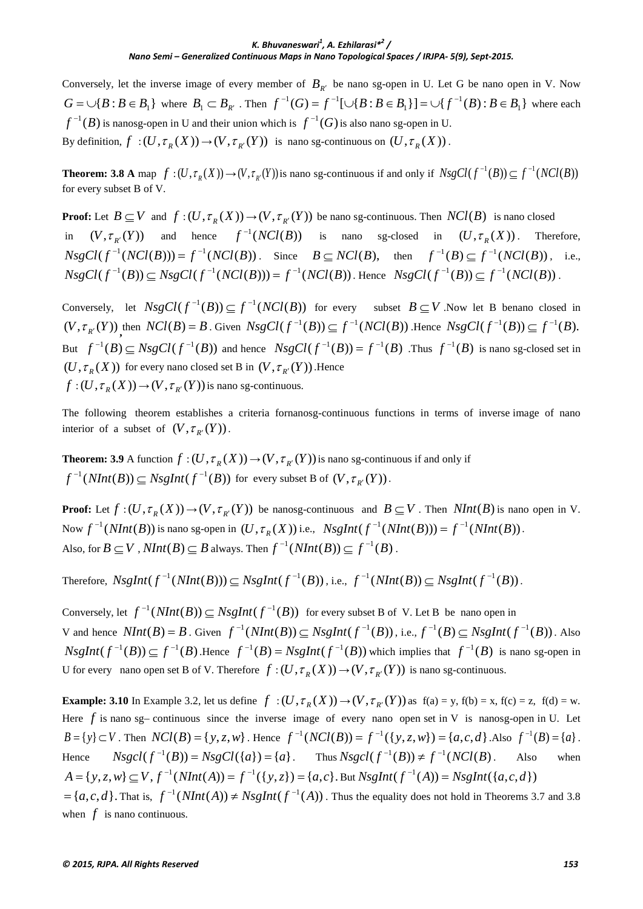Conversely, let the inverse image of every member of $B_{R'}$ be nano sg-open in U. Let G be nano open in V. Now $G = \cup\{B : B \in B_1\}$ where $B_1 \subset B_{R'}$. Then $f^{-1}(G) = f^{-1}[\cup\{B : B \in B_1\}] = \cup\{f^{-1}(B) : B \in B_1\}$ where each $f^{-1}(B)$ is nanosg-open in U and their union which is $f^{-1}(G)$ is also nano sg-open in U.
By definition, $f : (U, \tau_R(X)) \to (V, \tau_{R'}(Y))$ is nano sg-continuous on $(U, \tau_R(X))$.

**Theorem: 3.8** A map $f : (U, \tau_R(X)) \to (V, \tau_{R'}(Y))$ is nano sg-continuous if and only if $NsgCl(f^{-1}(B)) \subseteq f^{-1}(NCl(B))$ for every subset B of V.

**Proof:** Let $B \subseteq V$ and $f : (U, \tau_R(X)) \to (V, \tau_{R'}(Y))$ be nano sg-continuous. Then $NCl(B)$ is nano closed in $(V, \tau_{R'}(Y))$ and hence $f^{-1}(NCl(B))$ is nano sg-closed in $(U, \tau_R(X))$. Therefore, $NsgCl(f^{-1}(NCl(B))) = f^{-1}(NCl(B))$. Since $B \subseteq NCl(B)$, then $f^{-1}(B) \subseteq f^{-1}(NCl(B))$, i.e., $NsgCl(f^{-1}(B)) \subseteq NsgCl(f^{-1}(NCl(B))) = f^{-1}(NCl(B))$. Hence $NsgCl(f^{-1}(B)) \subseteq f^{-1}(NCl(B))$.

Conversely, let $NsgCl(f^{-1}(B)) \subseteq f^{-1}(NCl(B))$ for every subset $B \subseteq V$. Now let B benano closed in $(V, \tau_{R'}(Y))$, then $NCl(B) = B$. Given $NsgCl(f^{-1}(B)) \subseteq f^{-1}(NCl(B))$. Hence $NsgCl(f^{-1}(B)) \subseteq f^{-1}(B)$. But $f^{-1}(B) \subseteq NsgCl(f^{-1}(B))$ and hence $NsgCl(f^{-1}(B)) = f^{-1}(B)$. Thus $f^{-1}(B)$ is nano sg-closed set in $(U, \tau_R(X))$ for every nano closed set B in $(V, \tau_{R'}(Y))$. Hence
$f : (U, \tau_R(X)) \to (V, \tau_{R'}(Y))$ is nano sg-continuous.

The following theorem establishes a criteria fornanosg-continuous functions in terms of inverse image of nano interior of a subset of $(V, \tau_{R'}(Y))$.

**Theorem: 3.9** A function $f : (U, \tau_R(X)) \to (V, \tau_{R'}(Y))$ is nano sg-continuous if and only if $f^{-1}(NInt(B)) \subseteq NsgInt(f^{-1}(B))$ for every subset B of $(V, \tau_{R'}(Y))$.

**Proof:** Let $f : (U, \tau_R(X)) \to (V, \tau_{R'}(Y))$ be nanosg-continuous and $B \subseteq V$. Then $NInt(B)$ is nano open in V. Now $f^{-1}(NInt(B))$ is nano sg-open in $(U, \tau_R(X))$ i.e., $NsgInt(f^{-1}(NInt(B))) = f^{-1}(NInt(B))$.
Also, for $B \subseteq V$, $NInt(B) \subseteq B$ always. Then $f^{-1}(NInt(B)) \subseteq f^{-1}(B)$.

Therefore, $NsgInt(f^{-1}(NInt(B))) \subseteq NsgInt(f^{-1}(B))$, i.e., $f^{-1}(NInt(B)) \subseteq NsgInt(f^{-1}(B))$.

Conversely, let $f^{-1}(NInt(B)) \subseteq NsgInt(f^{-1}(B))$ for every subset B of V. Let B be nano open in V and hence $NInt(B) = B$. Given $f^{-1}(NInt(B)) \subseteq NsgInt(f^{-1}(B))$, i.e., $f^{-1}(B) \subseteq NsgInt(f^{-1}(B))$. Also $NsgInt(f^{-1}(B)) \subseteq f^{-1}(B)$. Hence $f^{-1}(B) = NsgInt(f^{-1}(B))$ which implies that $f^{-1}(B)$ is nano sg-open in U for every nano open set B of V. Therefore $f : (U, \tau_R(X)) \to (V, \tau_{R'}(Y))$ is nano sg-continuous.

**Example: 3.10** In Example 3.2, let us define $f : (U, \tau_R(X)) \to (V, \tau_{R'}(Y))$ as f(a) = y, f(b) = x, f(c) = z, f(d) = w. Here $f$ is nano sg– continuous since the inverse image of every nano open set in V is nanosg-open in U. Let $B = \{y\} \subset V$. Then $NCl(B) = \{y, z, w\}$. Hence $f^{-1}(NCl(B)) = f^{-1}(\{y, z, w\}) = \{a, c, d\}$. Also $f^{-1}(B) = \{a\}$. Hence $Nsgcl(f^{-1}(B)) = NsgCl(\{a\}) = \{a\}$. Thus $Nsgcl(f^{-1}(B)) \neq f^{-1}(NCl(B)$. Also when $A = \{y, z, w\} \subseteq V$, $f^{-1}(NInt(A)) = f^{-1}(\{y, z\}) = \{a, c\}$. But $NsgInt(f^{-1}(A)) = NsgInt(\{a, c, d\})$ $= \{a, c, d\}$. That is, $f^{-1}(NInt(A)) \neq NsgInt(f^{-1}(A))$. Thus the equality does not hold in Theorems 3.7 and 3.8 when $f$ is nano continuous.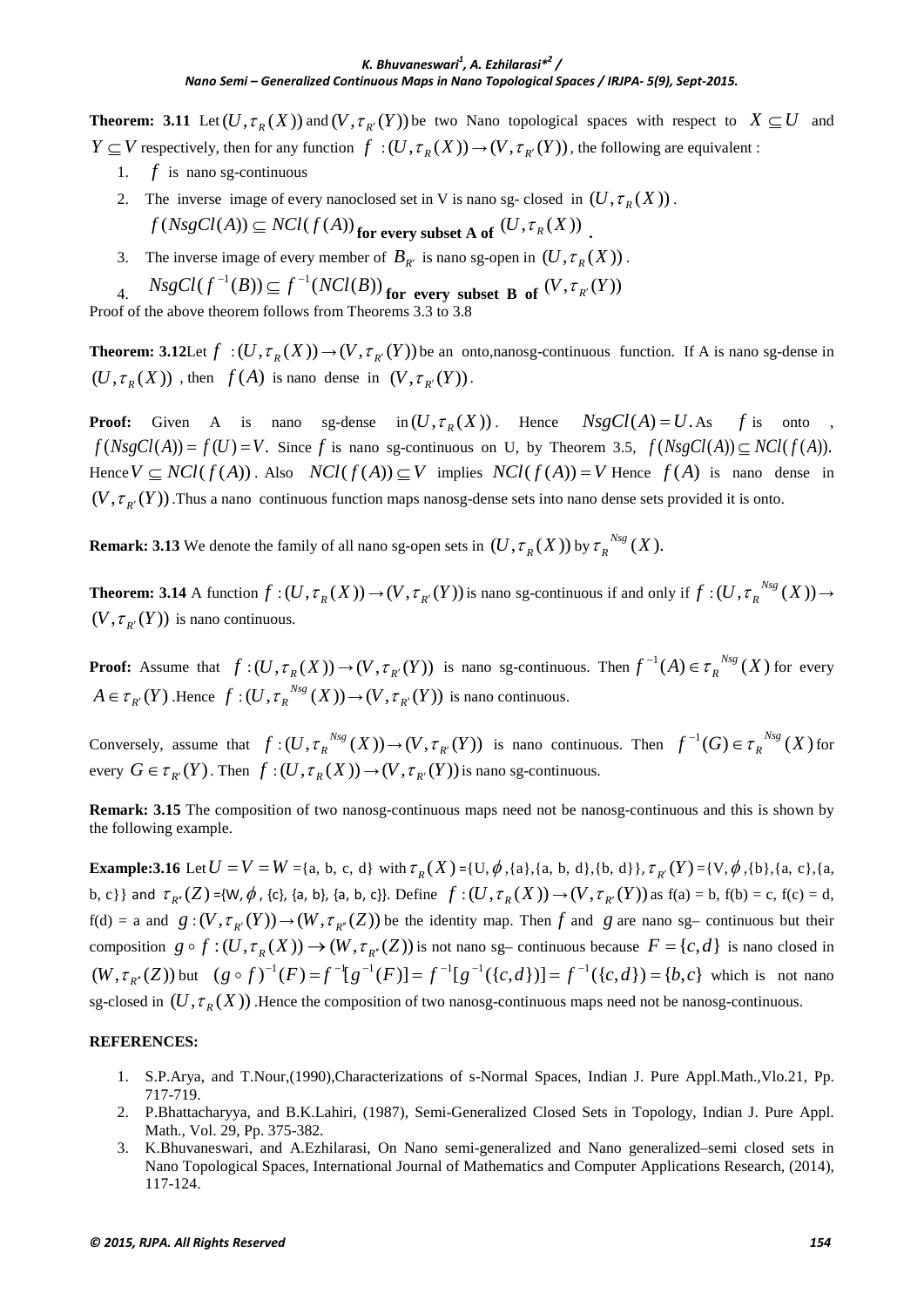**Theorem: 3.11** Let $(U, \tau_R(X))$ and $(V, \tau_{R'}(Y))$ be two Nano topological spaces with respect to $X \subseteq U$ and $Y \subseteq V$ respectively, then for any function $f : (U, \tau_R(X)) \to (V, \tau_{R'}(Y))$, the following are equivalent :

1. $f$ is nano sg-continuous
2. The inverse image of every nanoclosed set in V is nano sg- closed in $(U, \tau_R(X))$.
   $f(NsgCl(A)) \subseteq NCl(f(A))$ **for every subset A of** $(U, \tau_R(X))$ **.**
3. The inverse image of every member of $B_{R'}$ is nano sg-open in $(U, \tau_R(X))$.
4. $NsgCl(f^{-1}(B)) \subseteq f^{-1}(NCl(B))$ **for every subset B of** $(V, \tau_{R'}(Y))$

Proof of the above theorem follows from Theorems 3.3 to 3.8

**Theorem: 3.12**Let $f : (U, \tau_R(X)) \to (V, \tau_{R'}(Y))$ be an onto,nanosg-continuous function. If A is nano sg-dense in $(U, \tau_R(X))$ , then $f(A)$ is nano dense in $(V, \tau_{R'}(Y))$.

**Proof:** Given A is nano sg-dense in $(U, \tau_R(X))$. Hence $NsgCl(A) = U$. As $f$ is onto , $f(NsgCl(A)) = f(U) = V$. Since $f$ is nano sg-continuous on U, by Theorem 3.5, $f(NsgCl(A)) \subseteq NCl(f(A))$. Hence $V \subseteq NCl(f(A))$. Also $NCl(f(A)) \subseteq V$ implies $NCl(f(A)) = V$ Hence $f(A)$ is nano dense in $(V, \tau_{R'}(Y))$.Thus a nano continuous function maps nanosg-dense sets into nano dense sets provided it is onto.

**Remark: 3.13** We denote the family of all nano sg-open sets in $(U, \tau_R(X))$ by $\tau_R^{Nsg}(X)$.

**Theorem: 3.14** A function $f : (U, \tau_R(X)) \to (V, \tau_{R'}(Y))$ is nano sg-continuous if and only if $f : (U, \tau_R^{Nsg}(X)) \to (V, \tau_{R'}(Y))$ is nano continuous.

**Proof:** Assume that $f : (U, \tau_R(X)) \to (V, \tau_{R'}(Y))$ is nano sg-continuous. Then $f^{-1}(A) \in \tau_R^{Nsg}(X)$ for every $A \in \tau_{R'}(Y)$ .Hence $f : (U, \tau_R^{Nsg}(X)) \to (V, \tau_{R'}(Y))$ is nano continuous.

Conversely, assume that $f : (U, \tau_R^{Nsg}(X)) \to (V, \tau_{R'}(Y))$ is nano continuous. Then $f^{-1}(G) \in \tau_R^{Nsg}(X)$ for every $G \in \tau_{R'}(Y)$. Then $f : (U, \tau_R(X)) \to (V, \tau_{R'}(Y))$ is nano sg-continuous.

**Remark: 3.15** The composition of two nanosg-continuous maps need not be nanosg-continuous and this is shown by the following example.

**Example:3.16** Let $U = V = W$ ={a, b, c, d} with $\tau_R(X)$ ={U, $\phi$,{a},{a, b, d},{b, d}}, $\tau_{R'}(Y)$ ={V, $\phi$,{b},{a, c},{a, b, c}} and $\tau_{R''}(Z)$ ={W, $\phi$, {c}, {a, b}, {a, b, c}}. Define $f : (U, \tau_R(X)) \to (V, \tau_{R'}(Y))$ as f(a) = b, f(b) = c, f(c) = d, f(d) = a and $g : (V, \tau_{R'}(Y)) \to (W, \tau_{R''}(Z))$ be the identity map. Then $f$ and $g$ are nano sg– continuous but their composition $g \circ f : (U, \tau_R(X)) \to (W, \tau_{R''}(Z))$ is not nano sg– continuous because $F = \{c, d\}$ is nano closed in $(W, \tau_{R''}(Z))$ but $(g \circ f)^{-1}(F) = f^{-1}[g^{-1}(F)] = f^{-1}[g^{-1}(\{c, d\})] = f^{-1}(\{c, d\}) = \{b, c\}$ which is not nano sg-closed in $(U, \tau_R(X))$ .Hence the composition of two nanosg-continuous maps need not be nanosg-continuous.

**REFERENCES:**

1. S.P.Arya, and T.Nour,(1990),Characterizations of s-Normal Spaces, Indian J. Pure Appl.Math.,Vlo.21, Pp. 717-719.
2. P.Bhattacharyya, and B.K.Lahiri, (1987), Semi-Generalized Closed Sets in Topology, Indian J. Pure Appl. Math., Vol. 29, Pp. 375-382.
3. K.Bhuvaneswari, and A.Ezhilarasi, On Nano semi-generalized and Nano generalized–semi closed sets in Nano Topological Spaces, International Journal of Mathematics and Computer Applications Research, (2014), 117-124.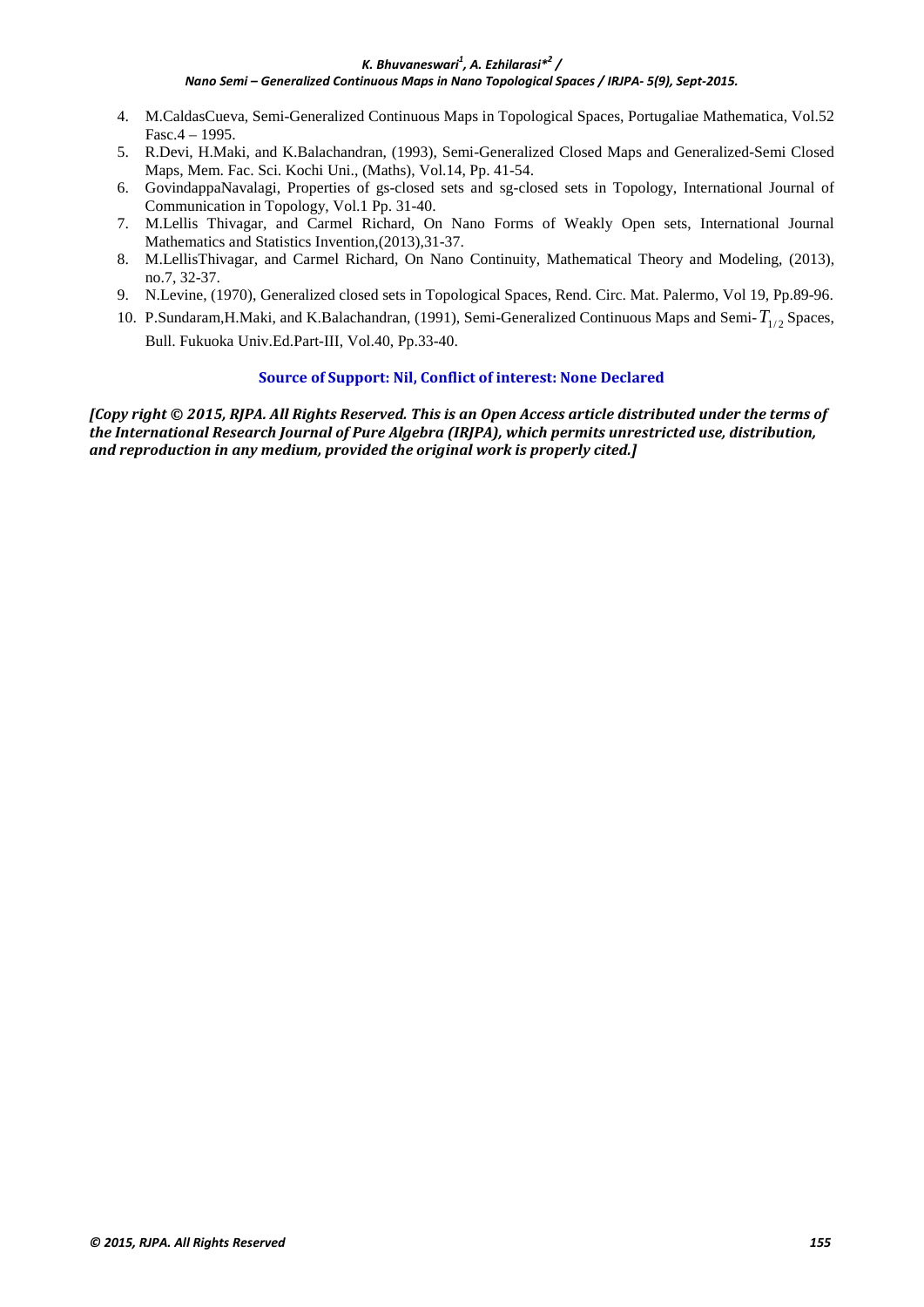4. M.CaldasCueva, Semi-Generalized Continuous Maps in Topological Spaces, Portugaliae Mathematica, Vol.52 Fasc.4 – 1995.
5. R.Devi, H.Maki, and K.Balachandran, (1993), Semi-Generalized Closed Maps and Generalized-Semi Closed Maps, Mem. Fac. Sci. Kochi Uni., (Maths), Vol.14, Pp. 41-54.
6. GovindappaNavalagi, Properties of gs-closed sets and sg-closed sets in Topology, International Journal of Communication in Topology, Vol.1 Pp. 31-40.
7. M.Lellis Thivagar, and Carmel Richard, On Nano Forms of Weakly Open sets, International Journal Mathematics and Statistics Invention,(2013),31-37.
8. M.LellisThivagar, and Carmel Richard, On Nano Continuity, Mathematical Theory and Modeling, (2013), no.7, 32-37.
9. N.Levine, (1970), Generalized closed sets in Topological Spaces, Rend. Circ. Mat. Palermo, Vol 19, Pp.89-96.
10. P.Sundaram,H.Maki, and K.Balachandran, (1991), Semi-Generalized Continuous Maps and Semi-$T_{1/2}$ Spaces, Bull. Fukuoka Univ.Ed.Part-III, Vol.40, Pp.33-40.

**Source of Support: Nil, Conflict of interest: None Declared**

***[Copy right © 2015, RJPA. All Rights Reserved. This is an Open Access article distributed under the terms of the International Research Journal of Pure Algebra (IRJPA), which permits unrestricted use, distribution, and reproduction in any medium, provided the original work is properly cited.]***